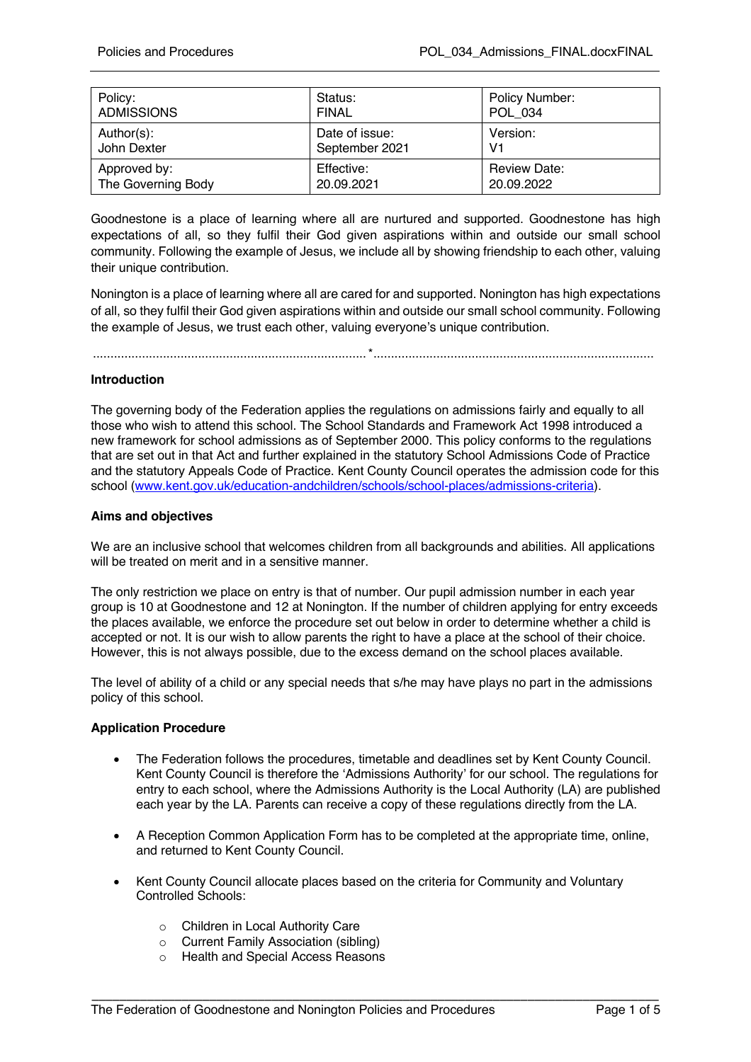| Policy: ADMISSIONS | Status: FINAL | Policy Number: POL_034 |
| --- | --- | --- |
| Author(s): John Dexter | Date of issue: September 2021 | Version: V1 |
| Approved by: The Governing Body | Effective: 20.09.2021 | Review Date: 20.09.2022 |

Goodnestone is a place of learning where all are nurtured and supported. Goodnestone has high expectations of all, so they fulfil their God given aspirations within and outside our small school community. Following the example of Jesus, we include all by showing friendship to each other, valuing their unique contribution.

Nonington is a place of learning where all are cared for and supported. Nonington has high expectations of all, so they fulfil their God given aspirations within and outside our small school community. Following the example of Jesus, we trust each other, valuing everyone's unique contribution.

..............................................................................*..............................................................................

**Introduction**

The governing body of the Federation applies the regulations on admissions fairly and equally to all those who wish to attend this school. The School Standards and Framework Act 1998 introduced a new framework for school admissions as of September 2000. This policy conforms to the regulations that are set out in that Act and further explained in the statutory School Admissions Code of Practice and the statutory Appeals Code of Practice. Kent County Council operates the admission code for this school (www.kent.gov.uk/education-andchildren/schools/school-places/admissions-criteria).

**Aims and objectives**

We are an inclusive school that welcomes children from all backgrounds and abilities. All applications will be treated on merit and in a sensitive manner.

The only restriction we place on entry is that of number. Our pupil admission number in each year group is 10 at Goodnestone and 12 at Nonington. If the number of children applying for entry exceeds the places available, we enforce the procedure set out below in order to determine whether a child is accepted or not. It is our wish to allow parents the right to have a place at the school of their choice. However, this is not always possible, due to the excess demand on the school places available.

The level of ability of a child or any special needs that s/he may have plays no part in the admissions policy of this school.

**Application Procedure**

- The Federation follows the procedures, timetable and deadlines set by Kent County Council. Kent County Council is therefore the 'Admissions Authority' for our school. The regulations for entry to each school, where the Admissions Authority is the Local Authority (LA) are published each year by the LA. Parents can receive a copy of these regulations directly from the LA.

- A Reception Common Application Form has to be completed at the appropriate time, online, and returned to Kent County Council.

- Kent County Council allocate places based on the criteria for Community and Voluntary Controlled Schools:

    - Children in Local Authority Care
    - Current Family Association (sibling)
    - Health and Special Access Reasons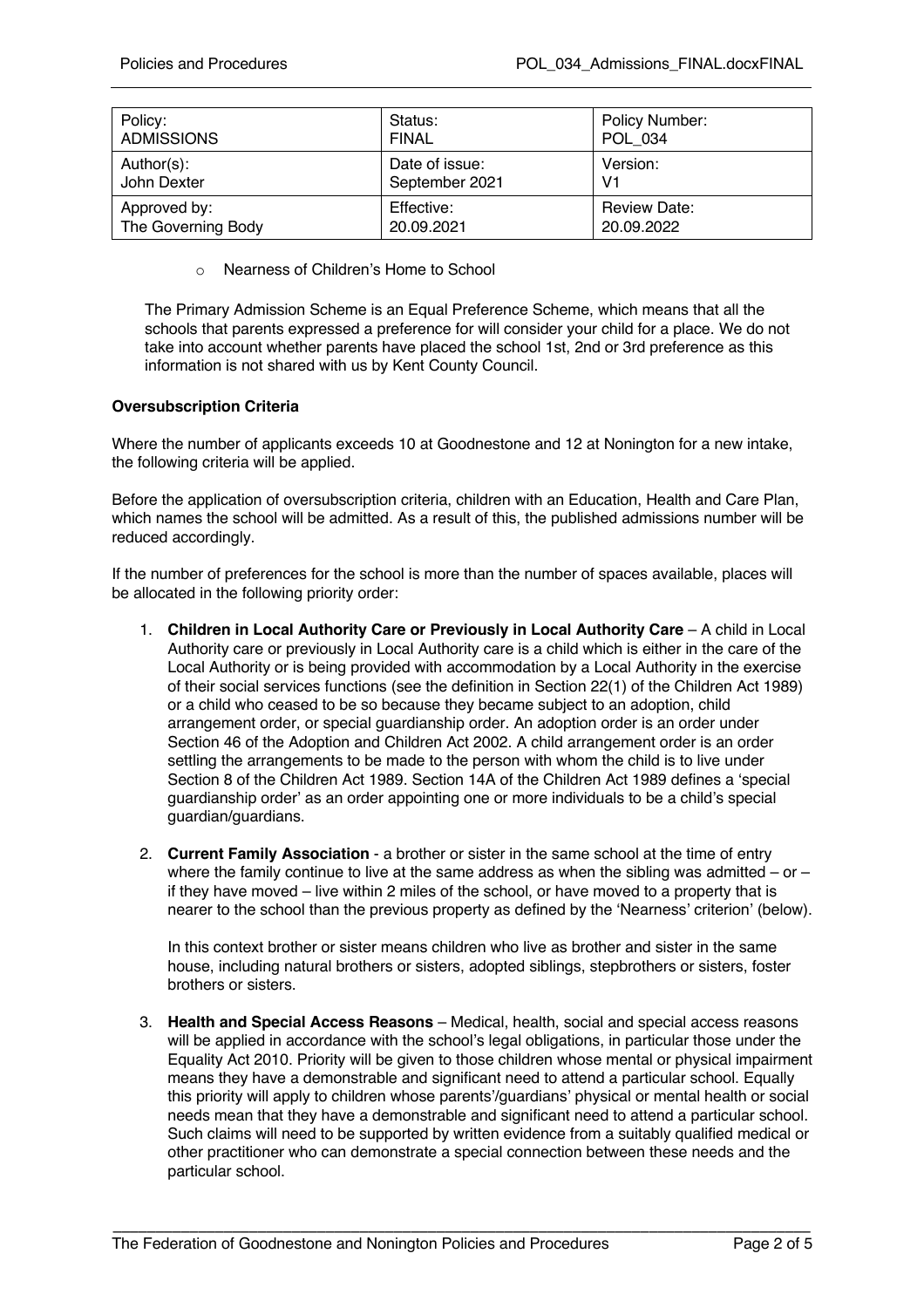| Policy: ADMISSIONS | Status: FINAL | Policy Number: POL_034 |
| --- | --- | --- |
| Author(s): John Dexter | Date of issue: September 2021 | Version: V1 |
| Approved by: The Governing Body | Effective: 20.09.2021 | Review Date: 20.09.2022 |

- Nearness of Children's Home to School

The Primary Admission Scheme is an Equal Preference Scheme, which means that all the schools that parents expressed a preference for will consider your child for a place. We do not take into account whether parents have placed the school 1st, 2nd or 3rd preference as this information is not shared with us by Kent County Council.

**Oversubscription Criteria**

Where the number of applicants exceeds 10 at Goodnestone and 12 at Nonington for a new intake, the following criteria will be applied.

Before the application of oversubscription criteria, children with an Education, Health and Care Plan, which names the school will be admitted. As a result of this, the published admissions number will be reduced accordingly.

If the number of preferences for the school is more than the number of spaces available, places will be allocated in the following priority order:

1. **Children in Local Authority Care or Previously in Local Authority Care** – A child in Local Authority care or previously in Local Authority care is a child which is either in the care of the Local Authority or is being provided with accommodation by a Local Authority in the exercise of their social services functions (see the definition in Section 22(1) of the Children Act 1989) or a child who ceased to be so because they became subject to an adoption, child arrangement order, or special guardianship order. An adoption order is an order under Section 46 of the Adoption and Children Act 2002. A child arrangement order is an order settling the arrangements to be made to the person with whom the child is to live under Section 8 of the Children Act 1989. Section 14A of the Children Act 1989 defines a 'special guardianship order' as an order appointing one or more individuals to be a child's special guardian/guardians.

2. **Current Family Association** - a brother or sister in the same school at the time of entry where the family continue to live at the same address as when the sibling was admitted – or – if they have moved – live within 2 miles of the school, or have moved to a property that is nearer to the school than the previous property as defined by the 'Nearness' criterion' (below).

   In this context brother or sister means children who live as brother and sister in the same house, including natural brothers or sisters, adopted siblings, stepbrothers or sisters, foster brothers or sisters.

3. **Health and Special Access Reasons** – Medical, health, social and special access reasons will be applied in accordance with the school's legal obligations, in particular those under the Equality Act 2010. Priority will be given to those children whose mental or physical impairment means they have a demonstrable and significant need to attend a particular school. Equally this priority will apply to children whose parents'/guardians' physical or mental health or social needs mean that they have a demonstrable and significant need to attend a particular school. Such claims will need to be supported by written evidence from a suitably qualified medical or other practitioner who can demonstrate a special connection between these needs and the particular school.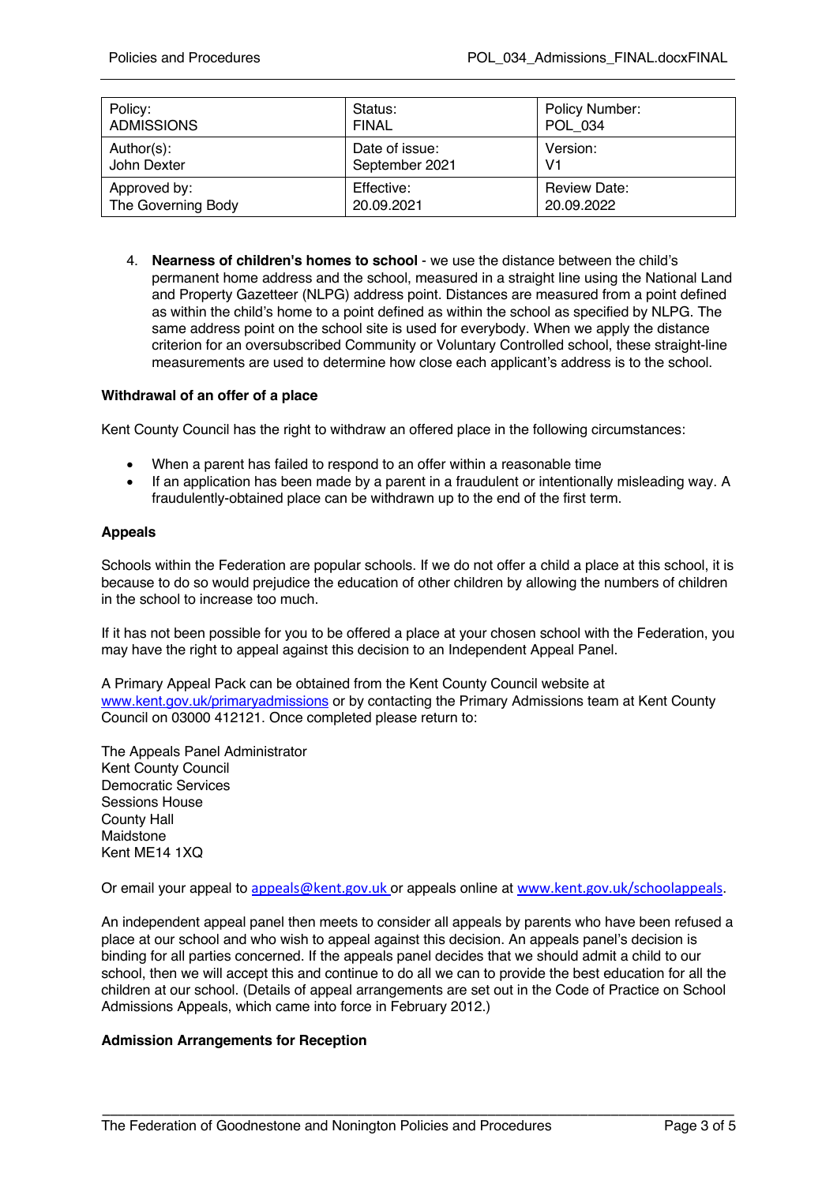| Policy: ADMISSIONS | Status: FINAL | Policy Number: POL_034 |
| --- | --- | --- |
| Author(s): John Dexter | Date of issue: September 2021 | Version: V1 |
| Approved by: The Governing Body | Effective: 20.09.2021 | Review Date: 20.09.2022 |

4. **Nearness of children's homes to school** - we use the distance between the child's permanent home address and the school, measured in a straight line using the National Land and Property Gazetteer (NLPG) address point. Distances are measured from a point defined as within the child's home to a point defined as within the school as specified by NLPG. The same address point on the school site is used for everybody. When we apply the distance criterion for an oversubscribed Community or Voluntary Controlled school, these straight-line measurements are used to determine how close each applicant's address is to the school.

**Withdrawal of an offer of a place**

Kent County Council has the right to withdraw an offered place in the following circumstances:

- When a parent has failed to respond to an offer within a reasonable time
- If an application has been made by a parent in a fraudulent or intentionally misleading way. A fraudulently-obtained place can be withdrawn up to the end of the first term.

**Appeals**

Schools within the Federation are popular schools. If we do not offer a child a place at this school, it is because to do so would prejudice the education of other children by allowing the numbers of children in the school to increase too much.

If it has not been possible for you to be offered a place at your chosen school with the Federation, you may have the right to appeal against this decision to an Independent Appeal Panel.

A Primary Appeal Pack can be obtained from the Kent County Council website at www.kent.gov.uk/primaryadmissions or by contacting the Primary Admissions team at Kent County Council on 03000 412121. Once completed please return to:

The Appeals Panel Administrator
Kent County Council
Democratic Services
Sessions House
County Hall
Maidstone
Kent ME14 1XQ

Or email your appeal to appeals@kent.gov.uk or appeals online at www.kent.gov.uk/schoolappeals.

An independent appeal panel then meets to consider all appeals by parents who have been refused a place at our school and who wish to appeal against this decision. An appeals panel's decision is binding for all parties concerned. If the appeals panel decides that we should admit a child to our school, then we will accept this and continue to do all we can to provide the best education for all the children at our school. (Details of appeal arrangements are set out in the Code of Practice on School Admissions Appeals, which came into force in February 2012.)

**Admission Arrangements for Reception**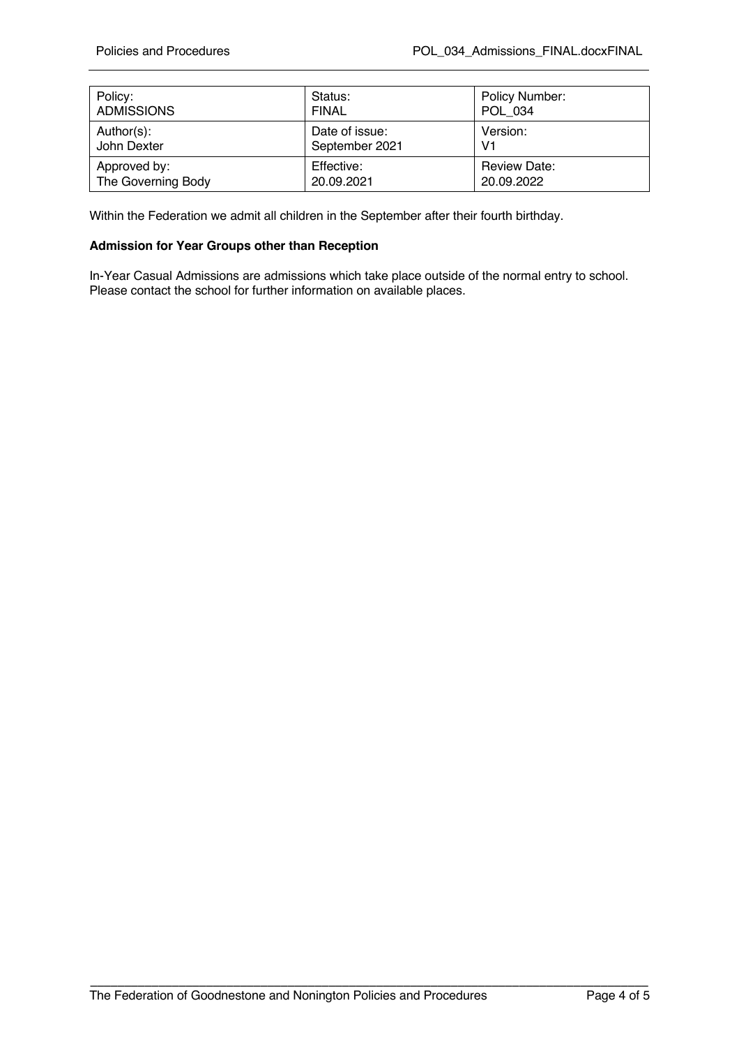| Policy: ADMISSIONS | Status: FINAL | Policy Number: POL_034 |
|---|---|---|
| Author(s): John Dexter | Date of issue: September 2021 | Version: V1 |
| Approved by: The Governing Body | Effective: 20.09.2021 | Review Date: 20.09.2022 |

Within the Federation we admit all children in the September after their fourth birthday.

**Admission for Year Groups other than Reception**

In-Year Casual Admissions are admissions which take place outside of the normal entry to school. Please contact the school for further information on available places.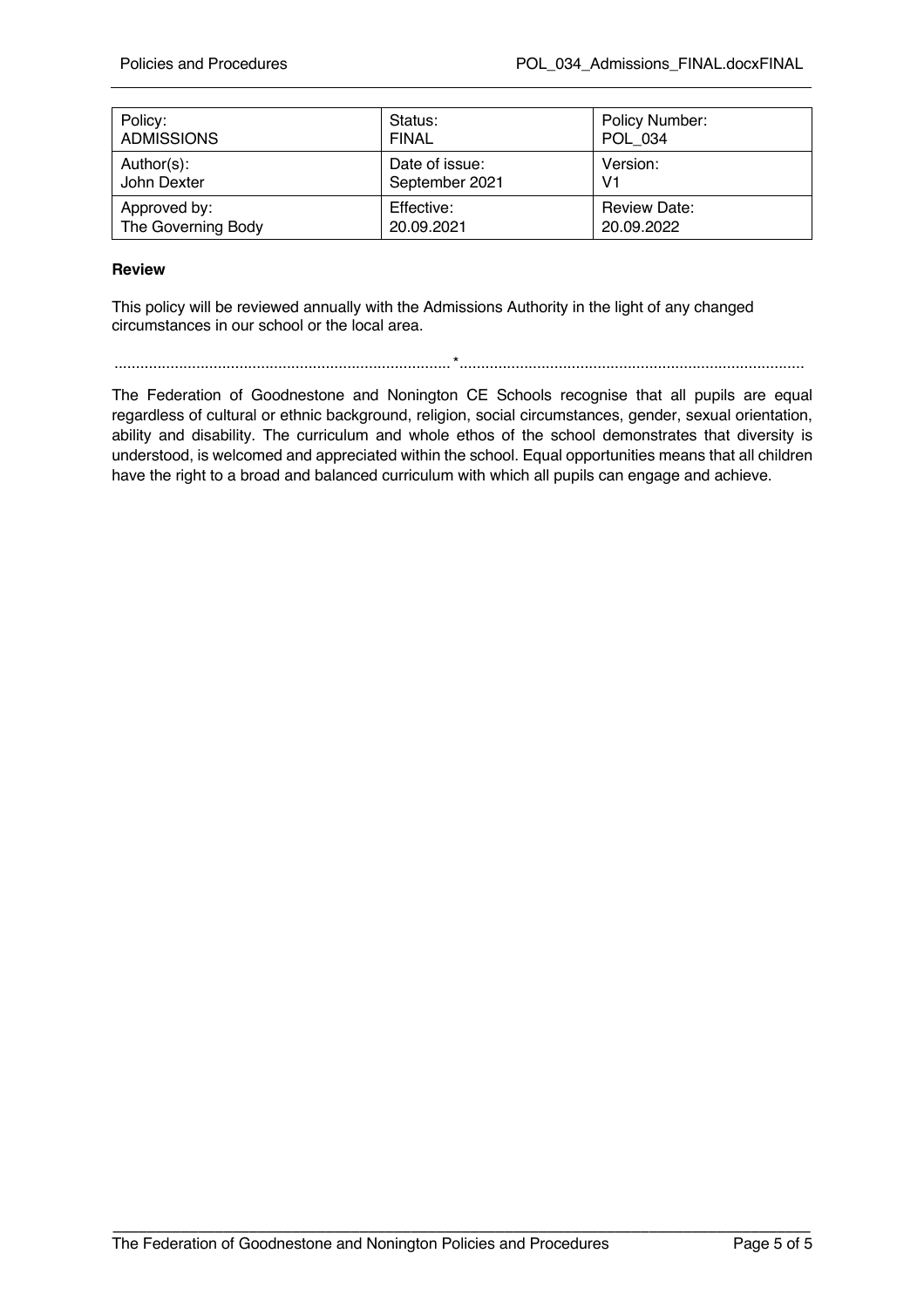| | | |
|---|---|---|
| Policy:<br>ADMISSIONS | Status:<br>FINAL | Policy Number:<br>POL_034 |
| Author(s):<br>John Dexter | Date of issue:<br>September 2021 | Version:<br>V1 |
| Approved by:<br>The Governing Body | Effective:<br>20.09.2021 | Review Date:<br>20.09.2022 |

**Review**

This policy will be reviewed annually with the Admissions Authority in the light of any changed circumstances in our school or the local area.

..............................................................................*...............................................................................

The Federation of Goodnestone and Nonington CE Schools recognise that all pupils are equal regardless of cultural or ethnic background, religion, social circumstances, gender, sexual orientation, ability and disability. The curriculum and whole ethos of the school demonstrates that diversity is understood, is welcomed and appreciated within the school. Equal opportunities means that all children have the right to a broad and balanced curriculum with which all pupils can engage and achieve.